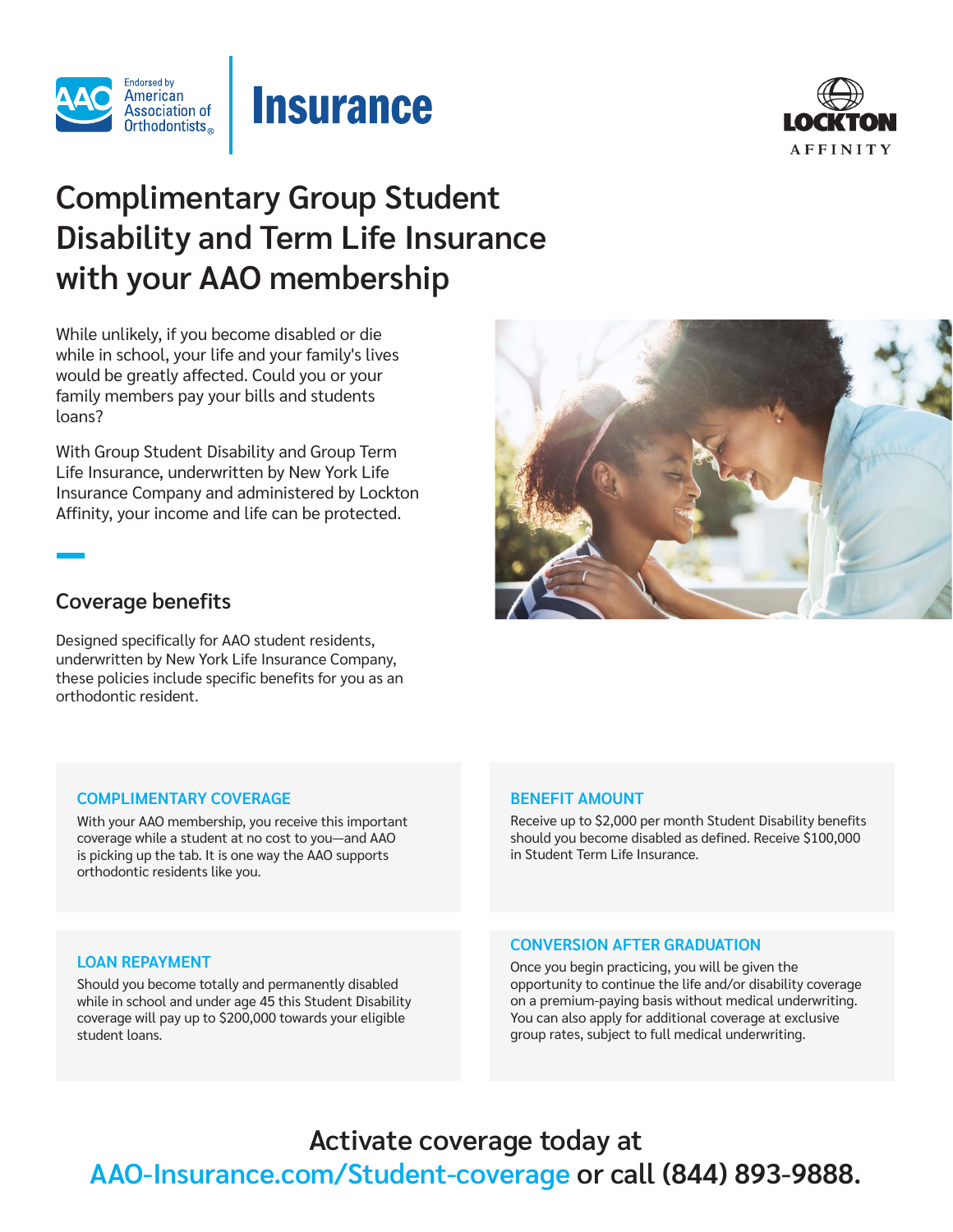Endorsed by American Association of Orthodontists

# Insurance

LOCKTON AFFINITY

# Complimentary Group Student Disability and Term Life Insurance with your AAO membership

While unlikely, if you become disabled or die while in school, your life and your family's lives would be greatly affected. Could you or your family members pay your bills and students loans?

With Group Student Disability and Group Term Life Insurance, underwritten by New York Life Insurance Company and administered by Lockton Affinity, your income and life can be protected.

## Coverage benefits

Designed specifically for AAO student residents, underwritten by New York Life Insurance Company, these policies include specific benefits for you as an orthodontic resident.

### COMPLIMENTARY COVERAGE

With your AAO membership, you receive this important coverage while a student at no cost to you—and AAO is picking up the tab. It is one way the AAO supports orthodontic residents like you.

### BENEFIT AMOUNT

Receive up to $2,000 per month Student Disability benefits should you become disabled as defined. Receive $100,000 in Student Term Life Insurance.

### LOAN REPAYMENT

Should you become totally and permanently disabled while in school and under age 45 this Student Disability coverage will pay up to $200,000 towards your eligible student loans.

### CONVERSION AFTER GRADUATION

Once you begin practicing, you will be given the opportunity to continue the life and/or disability coverage on a premium-paying basis without medical underwriting. You can also apply for additional coverage at exclusive group rates, subject to full medical underwriting.

**Activate coverage today at AAO-Insurance.com/Student-coverage or call (844) 893-9888.**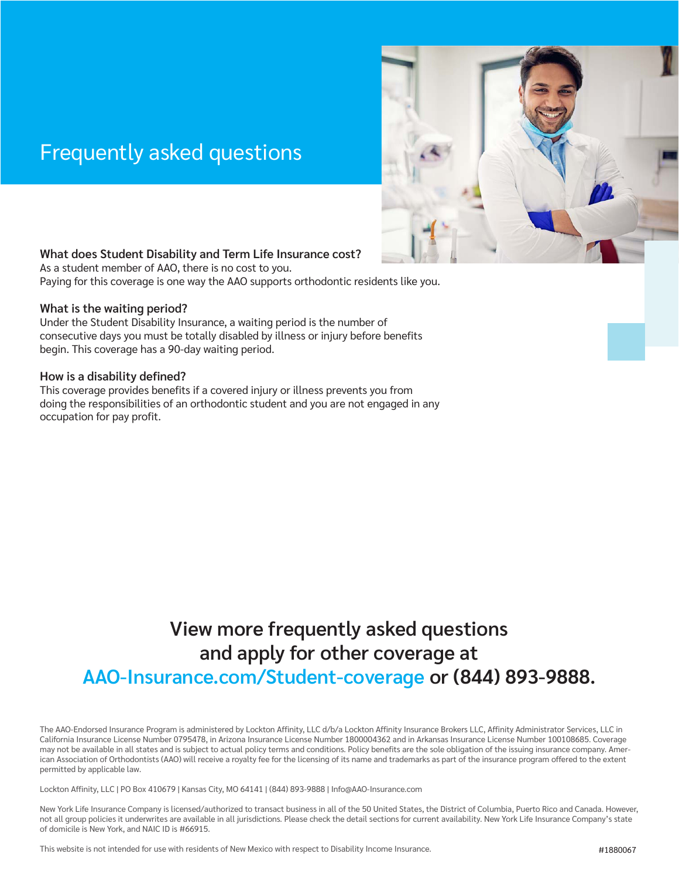# Frequently asked questions

### What does Student Disability and Term Life Insurance cost?

As a student member of AAO, there is no cost to you.
Paying for this coverage is one way the AAO supports orthodontic residents like you.

### What is the waiting period?

Under the Student Disability Insurance, a waiting period is the number of consecutive days you must be totally disabled by illness or injury before benefits begin. This coverage has a 90-day waiting period.

### How is a disability defined?

This coverage provides benefits if a covered injury or illness prevents you from doing the responsibilities of an orthodontic student and you are not engaged in any occupation for pay profit.

## View more frequently asked questions and apply for other coverage at AAO-Insurance.com/Student-coverage or (844) 893-9888.

The AAO-Endorsed Insurance Program is administered by Lockton Affinity, LLC d/b/a Lockton Affinity Insurance Brokers LLC, Affinity Administrator Services, LLC in California Insurance License Number 0795478, in Arizona Insurance License Number 1800004362 and in Arkansas Insurance License Number 100108685. Coverage may not be available in all states and is subject to actual policy terms and conditions. Policy benefits are the sole obligation of the issuing insurance company. American Association of Orthodontists (AAO) will receive a royalty fee for the licensing of its name and trademarks as part of the insurance program offered to the extent permitted by applicable law.

Lockton Affinity, LLC | PO Box 410679 | Kansas City, MO 64141 | (844) 893-9888 | Info@AAO-Insurance.com

New York Life Insurance Company is licensed/authorized to transact business in all of the 50 United States, the District of Columbia, Puerto Rico and Canada. However, not all group policies it underwrites are available in all jurisdictions. Please check the detail sections for current availability. New York Life Insurance Company's state of domicile is New York, and NAIC ID is #66915.

This website is not intended for use with residents of New Mexico with respect to Disability Income Insurance.

#1880067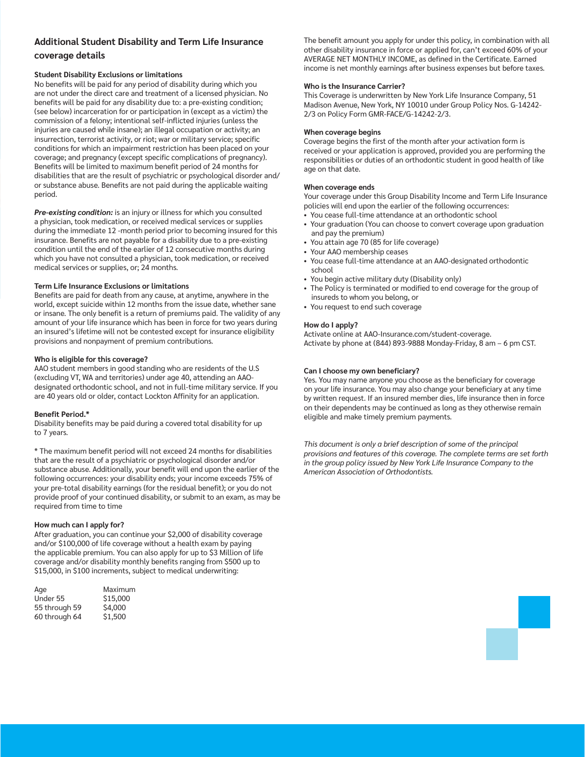## Additional Student Disability and Term Life Insurance coverage details

**Student Disability Exclusions or limitations**

No benefits will be paid for any period of disability during which you are not under the direct care and treatment of a licensed physician. No benefits will be paid for any disability due to: a pre-existing condition; (see below) incarceration for or participation in (except as a victim) the commission of a felony; intentional self-inflicted injuries (unless the injuries are caused while insane); an illegal occupation or activity; an insurrection, terrorist activity, or riot; war or military service; specific conditions for which an impairment restriction has been placed on your coverage; and pregnancy (except specific complications of pregnancy). Benefits will be limited to maximum benefit period of 24 months for disabilities that are the result of psychiatric or psychological disorder and/or substance abuse. Benefits are not paid during the applicable waiting period.

***Pre-existing condition:*** is an injury or illness for which you consulted a physician, took medication, or received medical services or supplies during the immediate 12 -month period prior to becoming insured for this insurance. Benefits are not payable for a disability due to a pre-existing condition until the end of the earlier of 12 consecutive months during which you have not consulted a physician, took medication, or received medical services or supplies, or; 24 months.

**Term Life Insurance Exclusions or limitations**

Benefits are paid for death from any cause, at anytime, anywhere in the world, except suicide within 12 months from the issue date, whether sane or insane. The only benefit is a return of premiums paid. The validity of any amount of your life insurance which has been in force for two years during an insured's lifetime will not be contested except for insurance eligibility provisions and nonpayment of premium contributions.

**Who is eligible for this coverage?**

AAO student members in good standing who are residents of the U.S (excluding VT, WA and territories) under age 40, attending an AAO-designated orthodontic school, and not in full-time military service. If you are 40 years old or older, contact Lockton Affinity for an application.

**Benefit Period.***

Disability benefits may be paid during a covered total disability for up to 7 years.

* The maximum benefit period will not exceed 24 months for disabilities that are the result of a psychiatric or psychological disorder and/or substance abuse. Additionally, your benefit will end upon the earlier of the following occurrences: your disability ends; your income exceeds 75% of your pre-total disability earnings (for the residual benefit); or you do not provide proof of your continued disability, or submit to an exam, as may be required from time to time

**How much can I apply for?**

After graduation, you can continue your $2,000 of disability coverage and/or $100,000 of life coverage without a health exam by paying the applicable premium. You can also apply for up to $3 Million of life coverage and/or disability monthly benefits ranging from $500 up to $15,000, in $100 increments, subject to medical underwriting:

| Age | Maximum |
|---|---|
| Under 55 | $15,000 |
| 55 through 59 | $4,000 |
| 60 through 64 | $1,500 |

The benefit amount you apply for under this policy, in combination with all other disability insurance in force or applied for, can't exceed 60% of your AVERAGE NET MONTHLY INCOME, as defined in the Certificate. Earned income is net monthly earnings after business expenses but before taxes.

**Who is the Insurance Carrier?**

This Coverage is underwritten by New York Life Insurance Company, 51 Madison Avenue, New York, NY 10010 under Group Policy Nos. G-14242-2/3 on Policy Form GMR-FACE/G-14242-2/3.

**When coverage begins**

Coverage begins the first of the month after your activation form is received or your application is approved, provided you are performing the responsibilities or duties of an orthodontic student in good health of like age on that date.

**When coverage ends**

Your coverage under this Group Disability Income and Term Life Insurance policies will end upon the earlier of the following occurrences:

- You cease full-time attendance at an orthodontic school
- Your graduation (You can choose to convert coverage upon graduation and pay the premium)
- You attain age 70 (85 for life coverage)
- Your AAO membership ceases
- You cease full-time attendance at an AAO-designated orthodontic school
- You begin active military duty (Disability only)
- The Policy is terminated or modified to end coverage for the group of insureds to whom you belong, or
- You request to end such coverage

**How do I apply?**

Activate online at AAO-Insurance.com/student-coverage.
Activate by phone at (844) 893-9888 Monday-Friday, 8 am – 6 pm CST.

**Can I choose my own beneficiary?**

Yes. You may name anyone you choose as the beneficiary for coverage on your life insurance. You may also change your beneficiary at any time by written request. If an insured member dies, life insurance then in force on their dependents may be continued as long as they otherwise remain eligible and make timely premium payments.

*This document is only a brief description of some of the principal provisions and features of this coverage. The complete terms are set forth in the group policy issued by New York Life Insurance Company to the American Association of Orthodontists.*